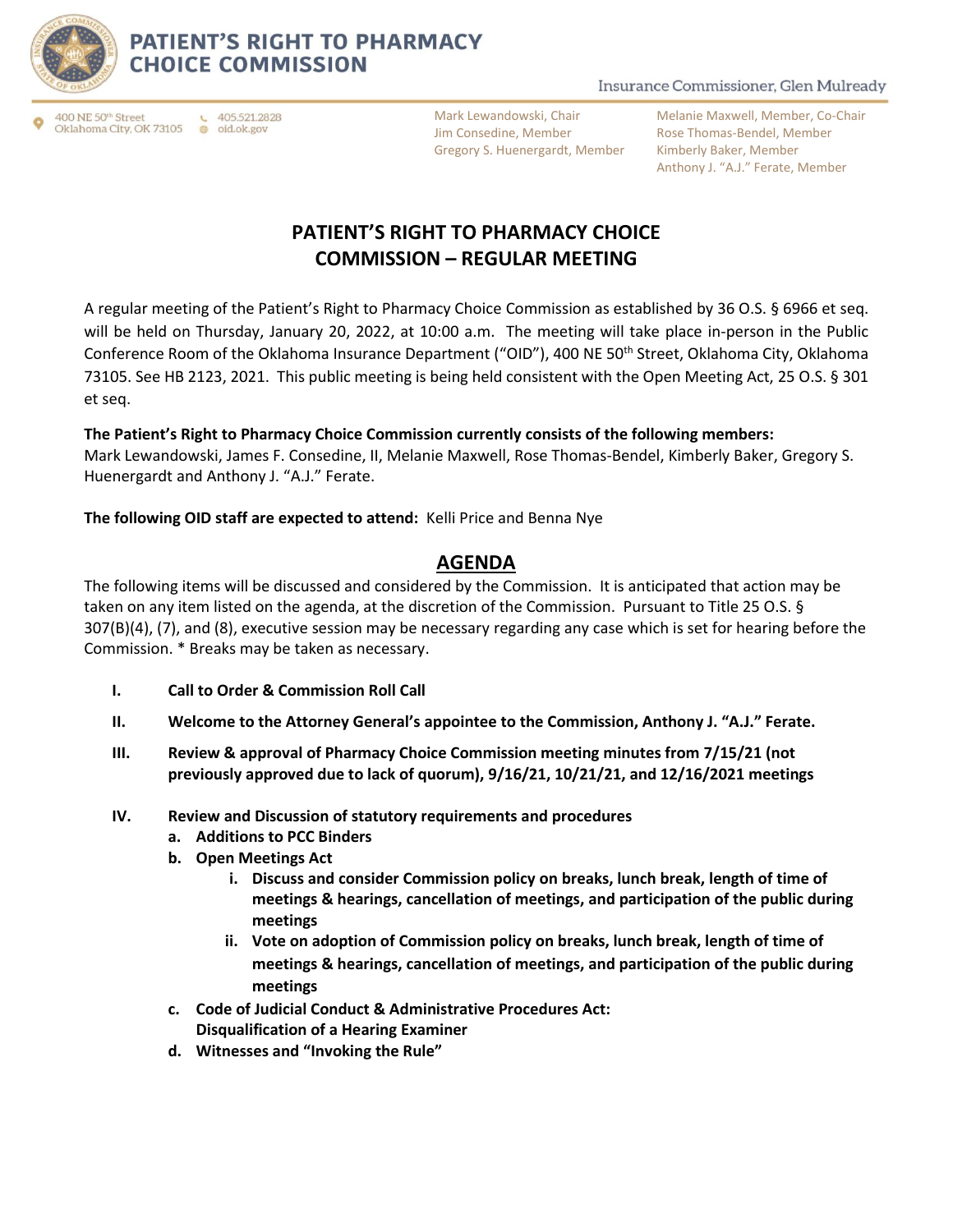# PATIENT'S RIGHT TO PHARMACY CHOICE COMMISSION

Insurance Commissioner, Glen Mulready

400 NE 50th Street
Oklahoma City, OK 73105

405.521.2828
oid.ok.gov

Mark Lewandowski, Chair
Jim Consedine, Member
Gregory S. Huenergardt, Member

Melanie Maxwell, Member, Co-Chair
Rose Thomas-Bendel, Member
Kimberly Baker, Member
Anthony J. "A.J." Ferate, Member

## PATIENT'S RIGHT TO PHARMACY CHOICE COMMISSION – REGULAR MEETING

A regular meeting of the Patient's Right to Pharmacy Choice Commission as established by 36 O.S. § 6966 et seq. will be held on Thursday, January 20, 2022, at 10:00 a.m. The meeting will take place in-person in the Public Conference Room of the Oklahoma Insurance Department ("OID"), 400 NE 50th Street, Oklahoma City, Oklahoma 73105. See HB 2123, 2021. This public meeting is being held consistent with the Open Meeting Act, 25 O.S. § 301 et seq.

**The Patient's Right to Pharmacy Choice Commission currently consists of the following members:**
Mark Lewandowski, James F. Consedine, II, Melanie Maxwell, Rose Thomas-Bendel, Kimberly Baker, Gregory S. Huenergardt and Anthony J. "A.J." Ferate.

**The following OID staff are expected to attend:** Kelli Price and Benna Nye

## AGENDA

The following items will be discussed and considered by the Commission. It is anticipated that action may be taken on any item listed on the agenda, at the discretion of the Commission. Pursuant to Title 25 O.S. § 307(B)(4), (7), and (8), executive session may be necessary regarding any case which is set for hearing before the Commission. * Breaks may be taken as necessary.

- **I. Call to Order & Commission Roll Call**
- **II. Welcome to the Attorney General's appointee to the Commission, Anthony J. "A.J." Ferate.**
- **III. Review & approval of Pharmacy Choice Commission meeting minutes from 7/15/21 (not previously approved due to lack of quorum), 9/16/21, 10/21/21, and 12/16/2021 meetings**
- **IV. Review and Discussion of statutory requirements and procedures**
  - **a. Additions to PCC Binders**
  - **b. Open Meetings Act**
    - **i. Discuss and consider Commission policy on breaks, lunch break, length of time of meetings & hearings, cancellation of meetings, and participation of the public during meetings**
    - **ii. Vote on adoption of Commission policy on breaks, lunch break, length of time of meetings & hearings, cancellation of meetings, and participation of the public during meetings**
  - **c. Code of Judicial Conduct & Administrative Procedures Act: Disqualification of a Hearing Examiner**
  - **d. Witnesses and "Invoking the Rule"**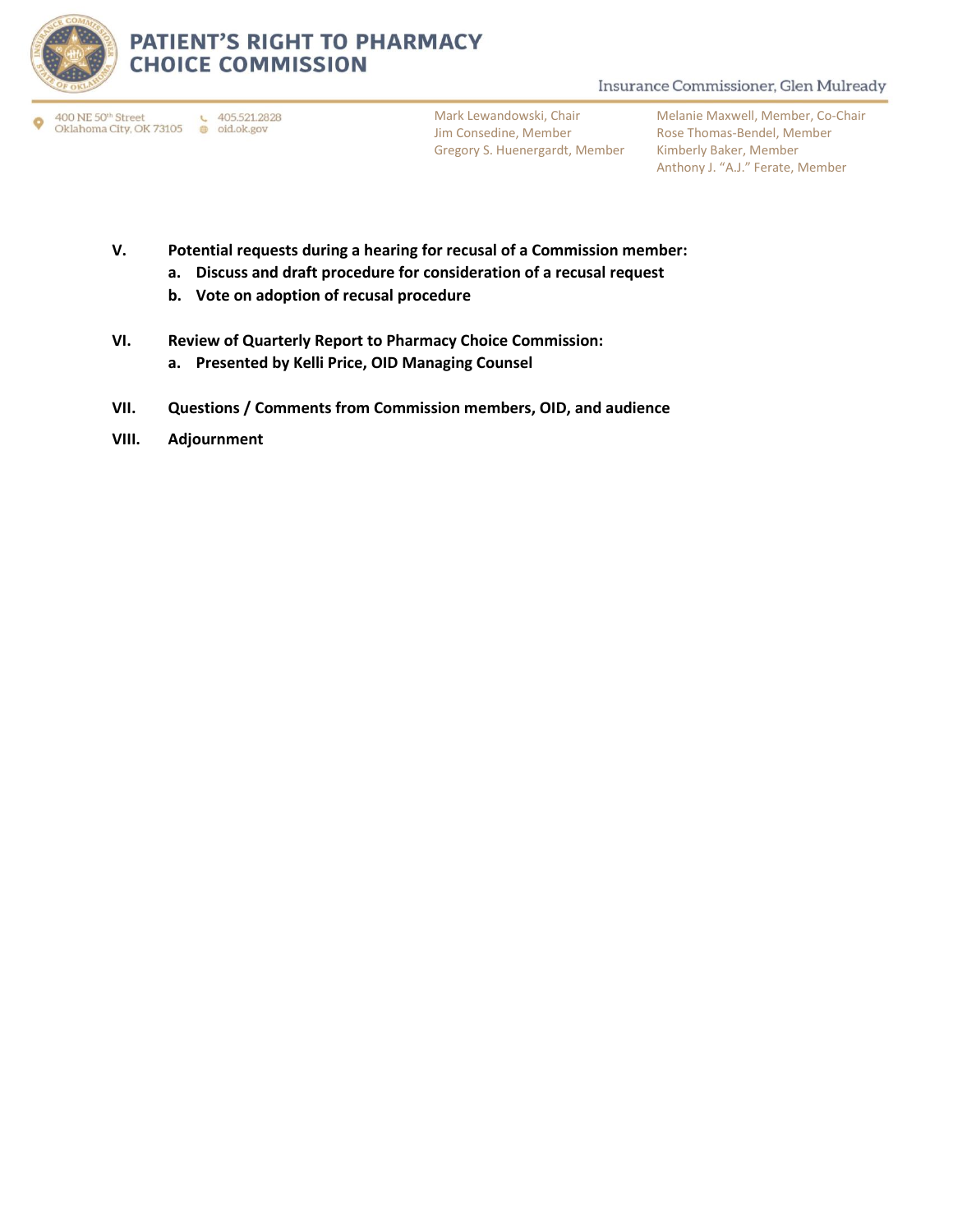**V. Potential requests during a hearing for recusal of a Commission member:**

   **a. Discuss and draft procedure for consideration of a recusal request**

   **b. Vote on adoption of recusal procedure**

**VI. Review of Quarterly Report to Pharmacy Choice Commission:**

   **a. Presented by Kelli Price, OID Managing Counsel**

**VII. Questions / Comments from Commission members, OID, and audience**

**VIII. Adjournment**